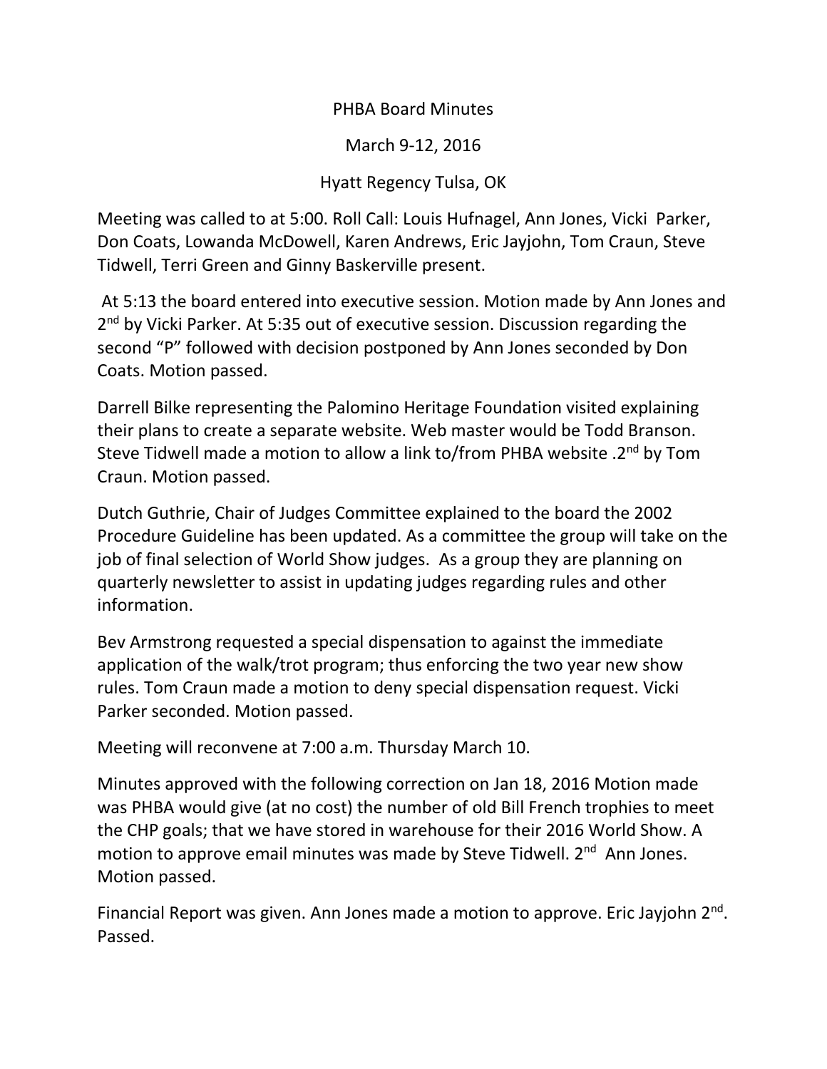# PHBA Board Minutes

March 9-12, 2016

Hyatt Regency Tulsa, OK

Meeting was called to at 5:00. Roll Call: Louis Hufnagel, Ann Jones, Vicki Parker, Don Coats, Lowanda McDowell, Karen Andrews, Eric Jayjohn, Tom Craun, Steve Tidwell, Terri Green and Ginny Baskerville present.

At 5:13 the board entered into executive session. Motion made by Ann Jones and 2nd by Vicki Parker. At 5:35 out of executive session. Discussion regarding the second "P" followed with decision postponed by Ann Jones seconded by Don Coats. Motion passed.

Darrell Bilke representing the Palomino Heritage Foundation visited explaining their plans to create a separate website. Web master would be Todd Branson. Steve Tidwell made a motion to allow a link to/from PHBA website .2nd by Tom Craun. Motion passed.

Dutch Guthrie, Chair of Judges Committee explained to the board the 2002 Procedure Guideline has been updated. As a committee the group will take on the job of final selection of World Show judges. As a group they are planning on quarterly newsletter to assist in updating judges regarding rules and other information.

Bev Armstrong requested a special dispensation to against the immediate application of the walk/trot program; thus enforcing the two year new show rules. Tom Craun made a motion to deny special dispensation request. Vicki Parker seconded. Motion passed.

Meeting will reconvene at 7:00 a.m. Thursday March 10.

Minutes approved with the following correction on Jan 18, 2016 Motion made was PHBA would give (at no cost) the number of old Bill French trophies to meet the CHP goals; that we have stored in warehouse for their 2016 World Show. A motion to approve email minutes was made by Steve Tidwell. 2nd Ann Jones. Motion passed.

Financial Report was given. Ann Jones made a motion to approve. Eric Jayjohn 2nd. Passed.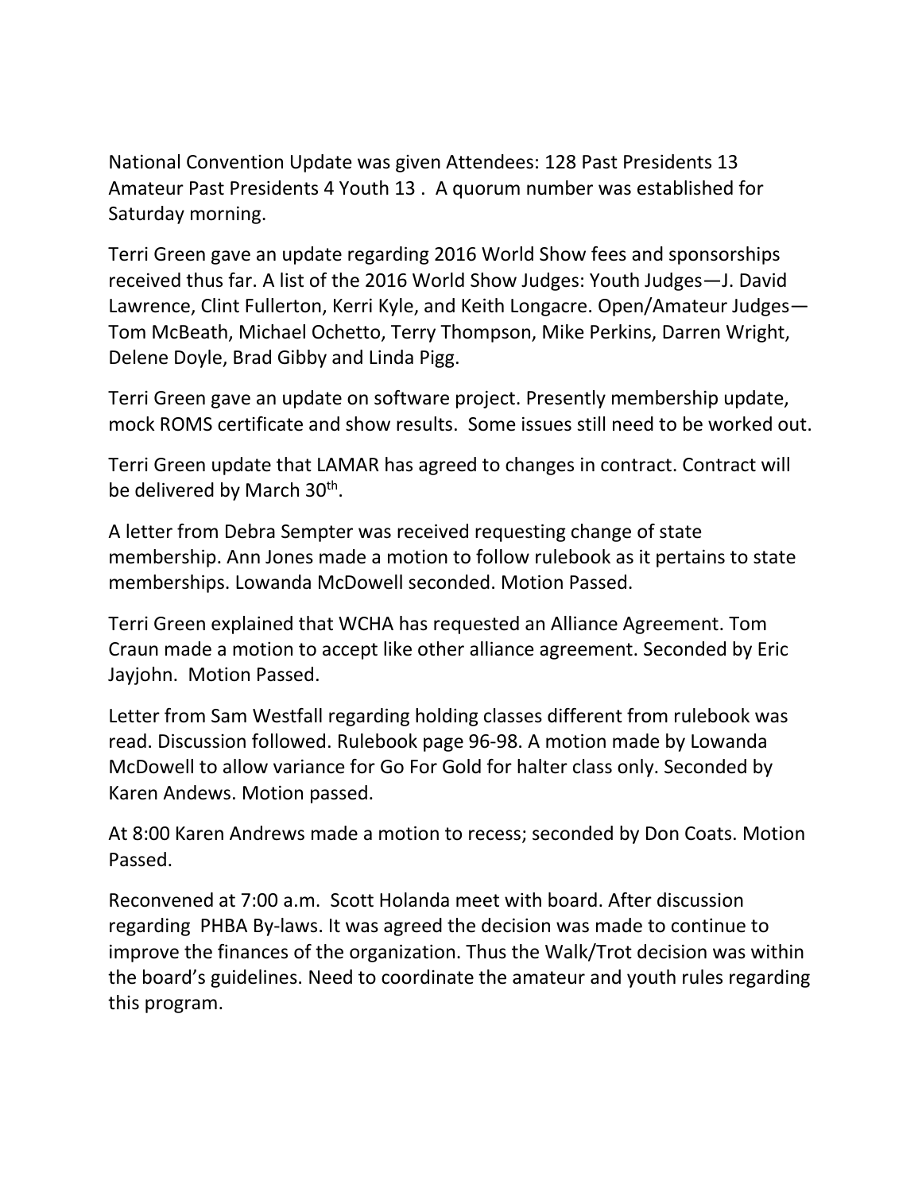National Convention Update was given Attendees: 128 Past Presidents 13 Amateur Past Presidents 4 Youth 13 . A quorum number was established for Saturday morning.

Terri Green gave an update regarding 2016 World Show fees and sponsorships received thus far. A list of the 2016 World Show Judges: Youth Judges—J. David Lawrence, Clint Fullerton, Kerri Kyle, and Keith Longacre. Open/Amateur Judges—Tom McBeath, Michael Ochetto, Terry Thompson, Mike Perkins, Darren Wright, Delene Doyle, Brad Gibby and Linda Pigg.

Terri Green gave an update on software project. Presently membership update, mock ROMS certificate and show results. Some issues still need to be worked out.

Terri Green update that LAMAR has agreed to changes in contract. Contract will be delivered by March 30th.

A letter from Debra Sempter was received requesting change of state membership. Ann Jones made a motion to follow rulebook as it pertains to state memberships. Lowanda McDowell seconded. Motion Passed.

Terri Green explained that WCHA has requested an Alliance Agreement. Tom Craun made a motion to accept like other alliance agreement. Seconded by Eric Jayjohn. Motion Passed.

Letter from Sam Westfall regarding holding classes different from rulebook was read. Discussion followed. Rulebook page 96-98. A motion made by Lowanda McDowell to allow variance for Go For Gold for halter class only. Seconded by Karen Andews. Motion passed.

At 8:00 Karen Andrews made a motion to recess; seconded by Don Coats. Motion Passed.

Reconvened at 7:00 a.m. Scott Holanda meet with board. After discussion regarding PHBA By-laws. It was agreed the decision was made to continue to improve the finances of the organization. Thus the Walk/Trot decision was within the board's guidelines. Need to coordinate the amateur and youth rules regarding this program.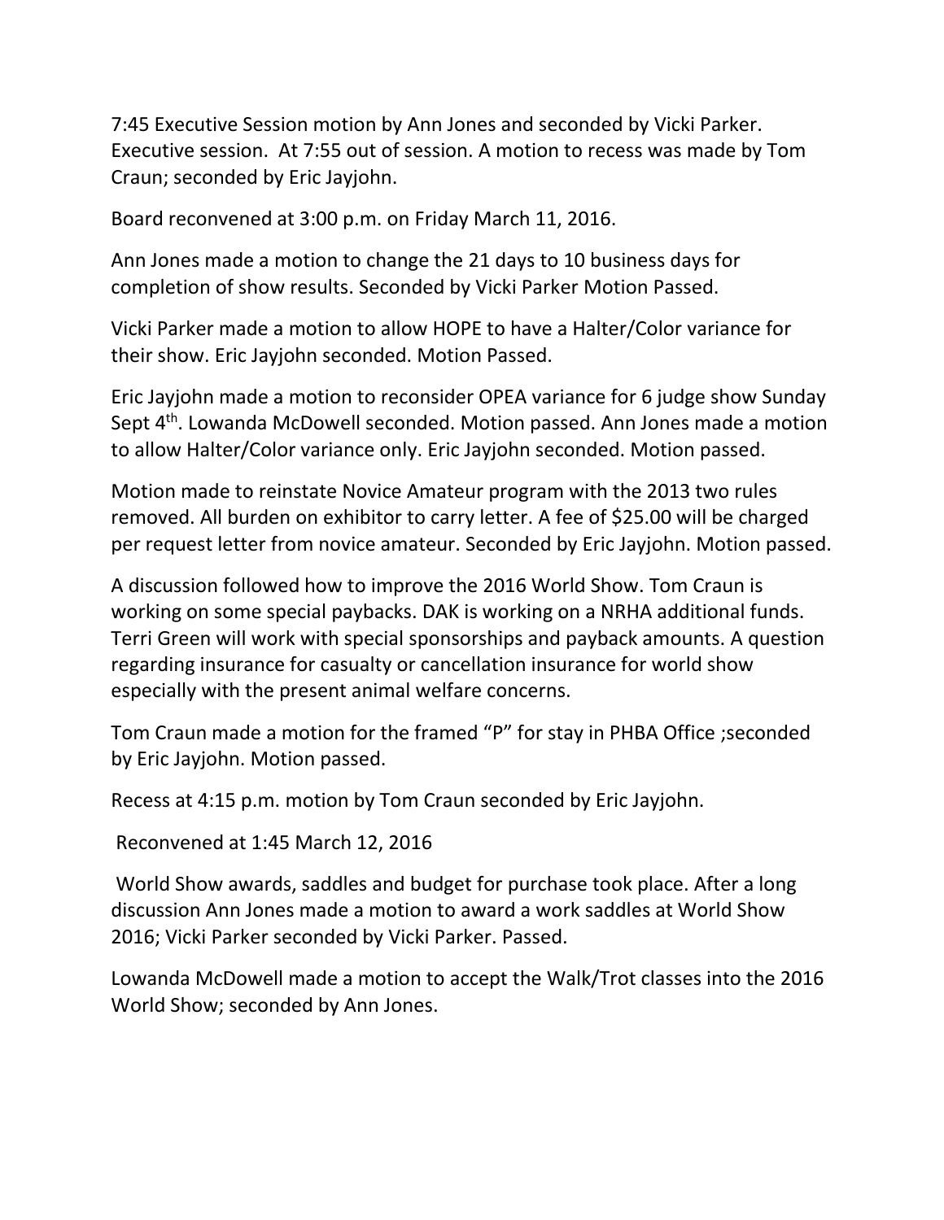7:45 Executive Session motion by Ann Jones and seconded by Vicki Parker. Executive session. At 7:55 out of session. A motion to recess was made by Tom Craun; seconded by Eric Jayjohn.

Board reconvened at 3:00 p.m. on Friday March 11, 2016.

Ann Jones made a motion to change the 21 days to 10 business days for completion of show results. Seconded by Vicki Parker Motion Passed.

Vicki Parker made a motion to allow HOPE to have a Halter/Color variance for their show. Eric Jayjohn seconded. Motion Passed.

Eric Jayjohn made a motion to reconsider OPEA variance for 6 judge show Sunday Sept 4th. Lowanda McDowell seconded. Motion passed. Ann Jones made a motion to allow Halter/Color variance only. Eric Jayjohn seconded. Motion passed.

Motion made to reinstate Novice Amateur program with the 2013 two rules removed. All burden on exhibitor to carry letter. A fee of $25.00 will be charged per request letter from novice amateur. Seconded by Eric Jayjohn. Motion passed.

A discussion followed how to improve the 2016 World Show. Tom Craun is working on some special paybacks. DAK is working on a NRHA additional funds. Terri Green will work with special sponsorships and payback amounts. A question regarding insurance for casualty or cancellation insurance for world show especially with the present animal welfare concerns.

Tom Craun made a motion for the framed "P" for stay in PHBA Office ;seconded by Eric Jayjohn. Motion passed.

Recess at 4:15 p.m. motion by Tom Craun seconded by Eric Jayjohn.

Reconvened at 1:45 March 12, 2016

World Show awards, saddles and budget for purchase took place. After a long discussion Ann Jones made a motion to award a work saddles at World Show 2016; Vicki Parker seconded by Vicki Parker. Passed.

Lowanda McDowell made a motion to accept the Walk/Trot classes into the 2016 World Show; seconded by Ann Jones.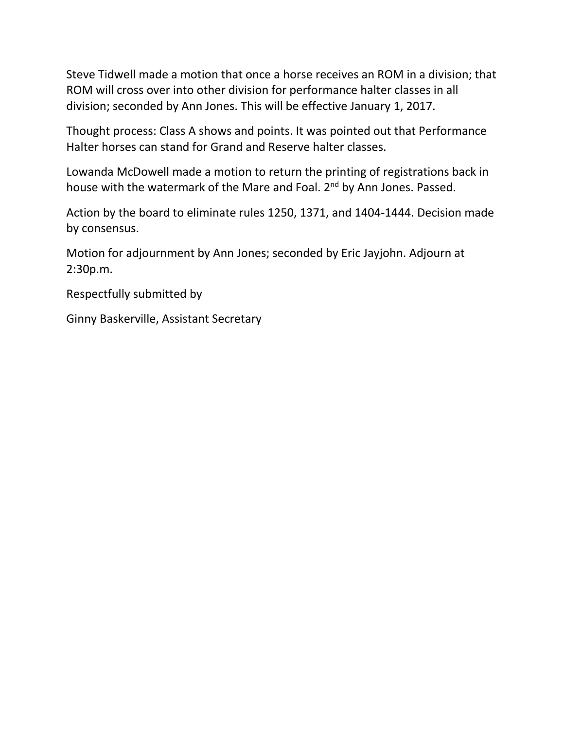Steve Tidwell made a motion that once a horse receives an ROM in a division; that ROM will cross over into other division for performance halter classes in all division; seconded by Ann Jones. This will be effective January 1, 2017.

Thought process: Class A shows and points. It was pointed out that Performance Halter horses can stand for Grand and Reserve halter classes.

Lowanda McDowell made a motion to return the printing of registrations back in house with the watermark of the Mare and Foal. 2nd by Ann Jones. Passed.

Action by the board to eliminate rules 1250, 1371, and 1404-1444. Decision made by consensus.

Motion for adjournment by Ann Jones; seconded by Eric Jayjohn. Adjourn at 2:30p.m.

Respectfully submitted by

Ginny Baskerville, Assistant Secretary